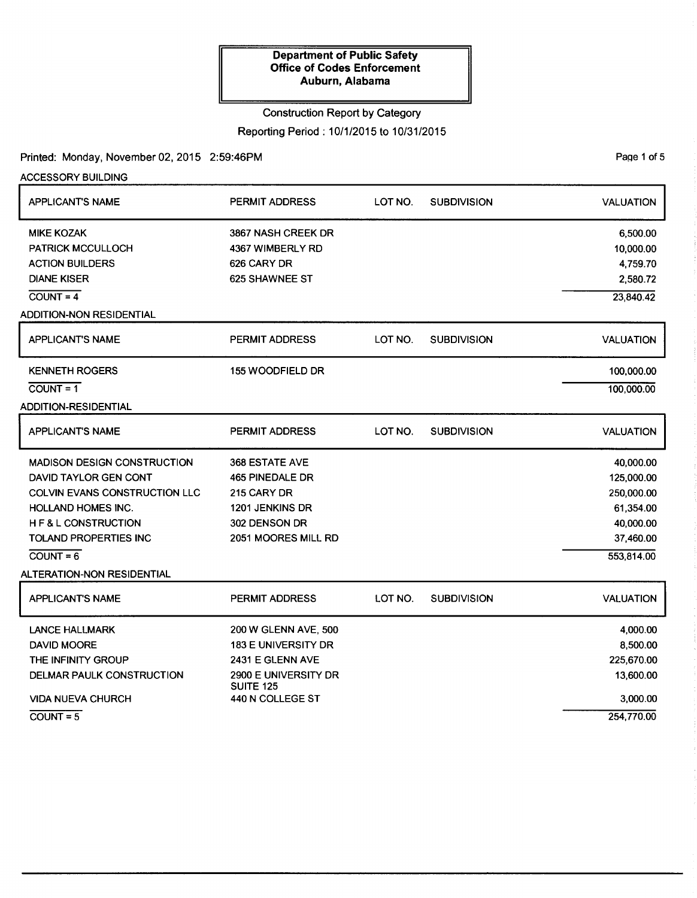**Department of Public Safety**
**Office of Codes Enforcement**
**Auburn, Alabama**

Construction Report by Category

Reporting Period : 10/1/2015 to 10/31/2015

Printed: Monday, November 02, 2015 2:59:46PM

## ACCESSORY BUILDING

| APPLICANT'S NAME | PERMIT ADDRESS | LOT NO. | SUBDIVISION | VALUATION |
|---|---|---|---|---|
| MIKE KOZAK | 3867 NASH CREEK DR | | | 6,500.00 |
| PATRICK MCCULLOCH | 4367 WIMBERLY RD | | | 10,000.00 |
| ACTION BUILDERS | 626 CARY DR | | | 4,759.70 |
| DIANE KISER | 625 SHAWNEE ST | | | 2,580.72 |
| COUNT = 4 | | | | 23,840.42 |

## ADDITION-NON RESIDENTIAL

| APPLICANT'S NAME | PERMIT ADDRESS | LOT NO. | SUBDIVISION | VALUATION |
|---|---|---|---|---|
| KENNETH ROGERS | 155 WOODFIELD DR | | | 100,000.00 |
| COUNT = 1 | | | | 100,000.00 |

## ADDITION-RESIDENTIAL

| APPLICANT'S NAME | PERMIT ADDRESS | LOT NO. | SUBDIVISION | VALUATION |
|---|---|---|---|---|
| MADISON DESIGN CONSTRUCTION | 368 ESTATE AVE | | | 40,000.00 |
| DAVID TAYLOR GEN CONT | 465 PINEDALE DR | | | 125,000.00 |
| COLVIN EVANS CONSTRUCTION LLC | 215 CARY DR | | | 250,000.00 |
| HOLLAND HOMES INC. | 1201 JENKINS DR | | | 61,354.00 |
| H F & L CONSTRUCTION | 302 DENSON DR | | | 40,000.00 |
| TOLAND PROPERTIES INC | 2051 MOORES MILL RD | | | 37,460.00 |
| COUNT = 6 | | | | 553,814.00 |

## ALTERATION-NON RESIDENTIAL

| APPLICANT'S NAME | PERMIT ADDRESS | LOT NO. | SUBDIVISION | VALUATION |
|---|---|---|---|---|
| LANCE HALLMARK | 200 W GLENN AVE, 500 | | | 4,000.00 |
| DAVID MOORE | 183 E UNIVERSITY DR | | | 8,500.00 |
| THE INFINITY GROUP | 2431 E GLENN AVE | | | 225,670.00 |
| DELMAR PAULK CONSTRUCTION | 2900 E UNIVERSITY DR SUITE 125 | | | 13,600.00 |
| VIDA NUEVA CHURCH | 440 N COLLEGE ST | | | 3,000.00 |
| COUNT = 5 | | | | 254,770.00 |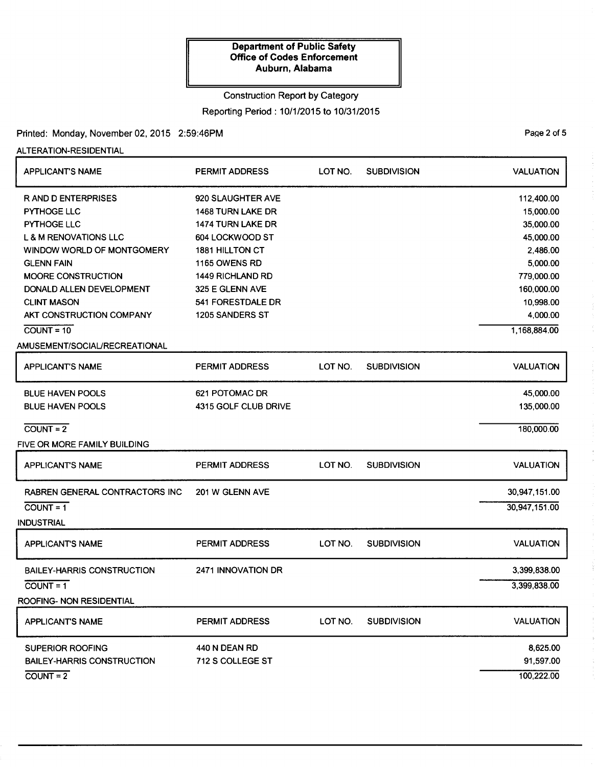**Department of Public Safety**
**Office of Codes Enforcement**
**Auburn, Alabama**

Construction Report by Category

Reporting Period : 10/1/2015 to 10/31/2015

Printed: Monday, November 02, 2015 2:59:46PM

## ALTERATION-RESIDENTIAL

| APPLICANT'S NAME | PERMIT ADDRESS | LOT NO. | SUBDIVISION | VALUATION |
|---|---|---|---|---|
| R AND D ENTERPRISES | 920 SLAUGHTER AVE | | | 112,400.00 |
| PYTHOGE LLC | 1468 TURN LAKE DR | | | 15,000.00 |
| PYTHOGE LLC | 1474 TURN LAKE DR | | | 35,000.00 |
| L & M RENOVATIONS LLC | 604 LOCKWOOD ST | | | 45,000.00 |
| WINDOW WORLD OF MONTGOMERY | 1881 HILLTON CT | | | 2,486.00 |
| GLENN FAIN | 1165 OWENS RD | | | 5,000.00 |
| MOORE CONSTRUCTION | 1449 RICHLAND RD | | | 779,000.00 |
| DONALD ALLEN DEVELOPMENT | 325 E GLENN AVE | | | 160,000.00 |
| CLINT MASON | 541 FORESTDALE DR | | | 10,998.00 |
| AKT CONSTRUCTION COMPANY | 1205 SANDERS ST | | | 4,000.00 |
| COUNT = 10 | | | | 1,168,884.00 |

## AMUSEMENT/SOCIAL/RECREATIONAL

| APPLICANT'S NAME | PERMIT ADDRESS | LOT NO. | SUBDIVISION | VALUATION |
|---|---|---|---|---|
| BLUE HAVEN POOLS | 621 POTOMAC DR | | | 45,000.00 |
| BLUE HAVEN POOLS | 4315 GOLF CLUB DRIVE | | | 135,000.00 |
| COUNT = 2 | | | | 180,000.00 |

## FIVE OR MORE FAMILY BUILDING

| APPLICANT'S NAME | PERMIT ADDRESS | LOT NO. | SUBDIVISION | VALUATION |
|---|---|---|---|---|
| RABREN GENERAL CONTRACTORS INC | 201 W GLENN AVE | | | 30,947,151.00 |
| COUNT = 1 | | | | 30,947,151.00 |

## INDUSTRIAL

| APPLICANT'S NAME | PERMIT ADDRESS | LOT NO. | SUBDIVISION | VALUATION |
|---|---|---|---|---|
| BAILEY-HARRIS CONSTRUCTION | 2471 INNOVATION DR | | | 3,399,838.00 |
| COUNT = 1 | | | | 3,399,838.00 |

## ROOFING- NON RESIDENTIAL

| APPLICANT'S NAME | PERMIT ADDRESS | LOT NO. | SUBDIVISION | VALUATION |
|---|---|---|---|---|
| SUPERIOR ROOFING | 440 N DEAN RD | | | 8,625.00 |
| BAILEY-HARRIS CONSTRUCTION | 712 S COLLEGE ST | | | 91,597.00 |
| COUNT = 2 | | | | 100,222.00 |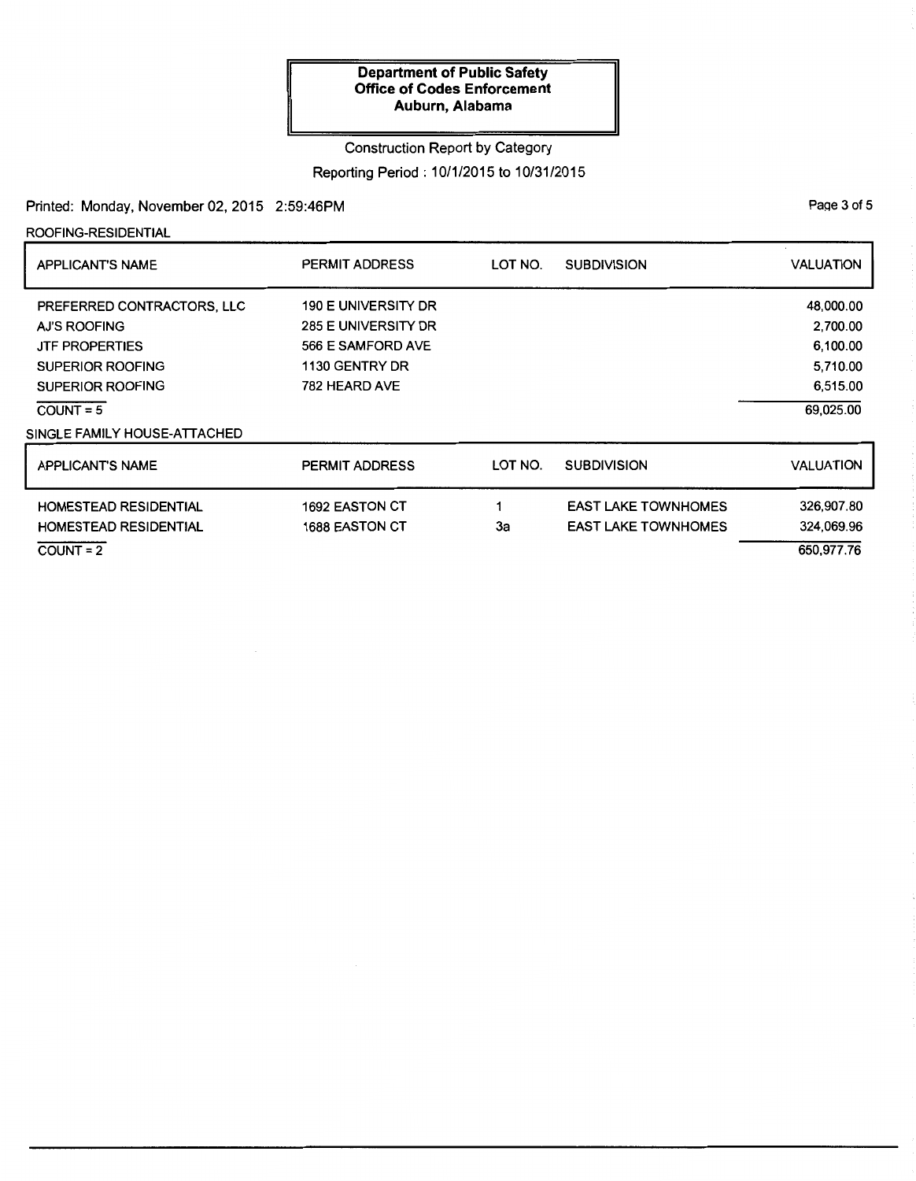**Department of Public Safety**
**Office of Codes Enforcement**
**Auburn, Alabama**

Construction Report by Category

Reporting Period : 10/1/2015 to 10/31/2015

Printed: Monday, November 02, 2015 2:59:46PM

ROOFING-RESIDENTIAL

| APPLICANT'S NAME | PERMIT ADDRESS | LOT NO. | SUBDIVISION | VALUATION |
|---|---|---|---|---|
| PREFERRED CONTRACTORS, LLC | 190 E UNIVERSITY DR | | | 48,000.00 |
| AJ'S ROOFING | 285 E UNIVERSITY DR | | | 2,700.00 |
| JTF PROPERTIES | 566 E SAMFORD AVE | | | 6,100.00 |
| SUPERIOR ROOFING | 1130 GENTRY DR | | | 5,710.00 |
| SUPERIOR ROOFING | 782 HEARD AVE | | | 6,515.00 |
| COUNT = 5 | | | | 69,025.00 |

SINGLE FAMILY HOUSE-ATTACHED

| APPLICANT'S NAME | PERMIT ADDRESS | LOT NO. | SUBDIVISION | VALUATION |
|---|---|---|---|---|
| HOMESTEAD RESIDENTIAL | 1692 EASTON CT | 1 | EAST LAKE TOWNHOMES | 326,907.80 |
| HOMESTEAD RESIDENTIAL | 1688 EASTON CT | 3a | EAST LAKE TOWNHOMES | 324,069.96 |
| COUNT = 2 | | | | 650,977.76 |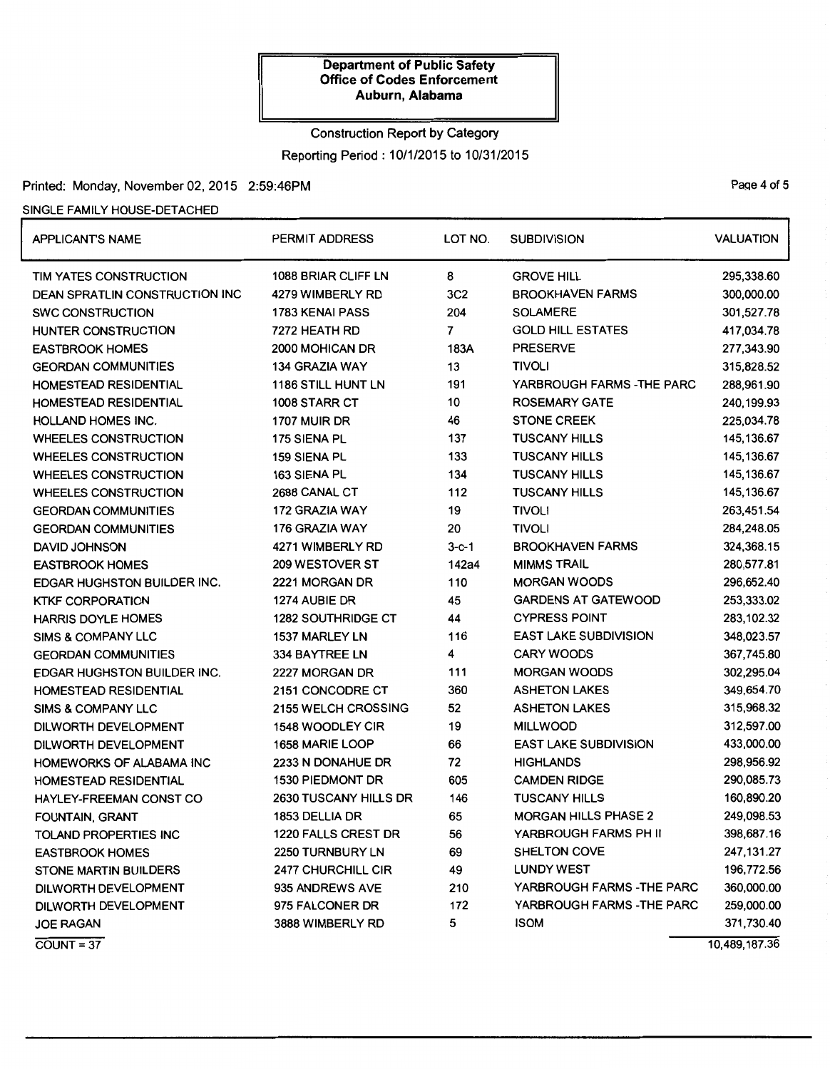**Department of Public Safety**
**Office of Codes Enforcement**
**Auburn, Alabama**

Construction Report by Category

Reporting Period : 10/1/2015 to 10/31/2015

Printed: Monday, November 02, 2015 2:59:46PM

SINGLE FAMILY HOUSE-DETACHED

| APPLICANT'S NAME | PERMIT ADDRESS | LOT NO. | SUBDIVISION | VALUATION |
|---|---|---|---|---|
| TIM YATES CONSTRUCTION | 1088 BRIAR CLIFF LN | 8 | GROVE HILL | 295,338.60 |
| DEAN SPRATLIN CONSTRUCTION INC | 4279 WIMBERLY RD | 3C2 | BROOKHAVEN FARMS | 300,000.00 |
| SWC CONSTRUCTION | 1783 KENAI PASS | 204 | SOLAMERE | 301,527.78 |
| HUNTER CONSTRUCTION | 7272 HEATH RD | 7 | GOLD HILL ESTATES | 417,034.78 |
| EASTBROOK HOMES | 2000 MOHICAN DR | 183A | PRESERVE | 277,343.90 |
| GEORDAN COMMUNITIES | 134 GRAZIA WAY | 13 | TIVOLI | 315,828.52 |
| HOMESTEAD RESIDENTIAL | 1186 STILL HUNT LN | 191 | YARBROUGH FARMS -THE PARC | 288,961.90 |
| HOMESTEAD RESIDENTIAL | 1008 STARR CT | 10 | ROSEMARY GATE | 240,199.93 |
| HOLLAND HOMES INC. | 1707 MUIR DR | 46 | STONE CREEK | 225,034.78 |
| WHEELES CONSTRUCTION | 175 SIENA PL | 137 | TUSCANY HILLS | 145,136.67 |
| WHEELES CONSTRUCTION | 159 SIENA PL | 133 | TUSCANY HILLS | 145,136.67 |
| WHEELES CONSTRUCTION | 163 SIENA PL | 134 | TUSCANY HILLS | 145,136.67 |
| WHEELES CONSTRUCTION | 2698 CANAL CT | 112 | TUSCANY HILLS | 145,136.67 |
| GEORDAN COMMUNITIES | 172 GRAZIA WAY | 19 | TIVOLI | 263,451.54 |
| GEORDAN COMMUNITIES | 176 GRAZIA WAY | 20 | TIVOLI | 284,248.05 |
| DAVID JOHNSON | 4271 WIMBERLY RD | 3-c-1 | BROOKHAVEN FARMS | 324,368.15 |
| EASTBROOK HOMES | 209 WESTOVER ST | 142a4 | MIMMS TRAIL | 280,577.81 |
| EDGAR HUGHSTON BUILDER INC. | 2221 MORGAN DR | 110 | MORGAN WOODS | 296,652.40 |
| KTKF CORPORATION | 1274 AUBIE DR | 45 | GARDENS AT GATEWOOD | 253,333.02 |
| HARRIS DOYLE HOMES | 1282 SOUTHRIDGE CT | 44 | CYPRESS POINT | 283,102.32 |
| SIMS & COMPANY LLC | 1537 MARLEY LN | 116 | EAST LAKE SUBDIVISION | 348,023.57 |
| GEORDAN COMMUNITIES | 334 BAYTREE LN | 4 | CARY WOODS | 367,745.80 |
| EDGAR HUGHSTON BUILDER INC. | 2227 MORGAN DR | 111 | MORGAN WOODS | 302,295.04 |
| HOMESTEAD RESIDENTIAL | 2151 CONCODRE CT | 360 | ASHETON LAKES | 349,654.70 |
| SIMS & COMPANY LLC | 2155 WELCH CROSSING | 52 | ASHETON LAKES | 315,968.32 |
| DILWORTH DEVELOPMENT | 1548 WOODLEY CIR | 19 | MILLWOOD | 312,597.00 |
| DILWORTH DEVELOPMENT | 1658 MARIE LOOP | 66 | EAST LAKE SUBDIVISION | 433,000.00 |
| HOMEWORKS OF ALABAMA INC | 2233 N DONAHUE DR | 72 | HIGHLANDS | 298,956.92 |
| HOMESTEAD RESIDENTIAL | 1530 PIEDMONT DR | 605 | CAMDEN RIDGE | 290,085.73 |
| HAYLEY-FREEMAN CONST CO | 2630 TUSCANY HILLS DR | 146 | TUSCANY HILLS | 160,890.20 |
| FOUNTAIN, GRANT | 1853 DELLIA DR | 65 | MORGAN HILLS PHASE 2 | 249,098.53 |
| TOLAND PROPERTIES INC | 1220 FALLS CREST DR | 56 | YARBROUGH FARMS PH II | 398,687.16 |
| EASTBROOK HOMES | 2250 TURNBURY LN | 69 | SHELTON COVE | 247,131.27 |
| STONE MARTIN BUILDERS | 2477 CHURCHILL CIR | 49 | LUNDY WEST | 196,772.56 |
| DILWORTH DEVELOPMENT | 935 ANDREWS AVE | 210 | YARBROUGH FARMS -THE PARC | 360,000.00 |
| DILWORTH DEVELOPMENT | 975 FALCONER DR | 172 | YARBROUGH FARMS -THE PARC | 259,000.00 |
| JOE RAGAN | 3888 WIMBERLY RD | 5 | ISOM | 371,730.40 |
| COUNT = 37 | | | | 10,489,187.36 |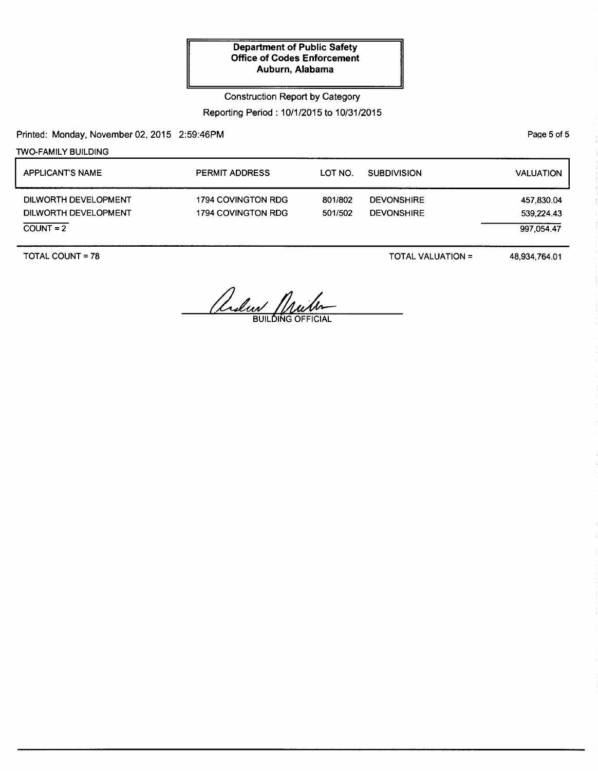**Department of Public Safety**
**Office of Codes Enforcement**
**Auburn, Alabama**

Construction Report by Category

Reporting Period : 10/1/2015 to 10/31/2015

Printed: Monday, November 02, 2015 2:59:46PM

TWO-FAMILY BUILDING

| APPLICANT'S NAME | PERMIT ADDRESS | LOT NO. | SUBDIVISION | VALUATION |
| --- | --- | --- | --- | --- |
| DILWORTH DEVELOPMENT | 1794 COVINGTON RDG | 801/802 | DEVONSHIRE | 457,830.04 |
| DILWORTH DEVELOPMENT | 1794 COVINGTON RDG | 501/502 | DEVONSHIRE | 539,224.43 |
| COUNT = 2 | | | | 997,054.47 |

TOTAL COUNT = 78

TOTAL VALUATION = 48,934,764.01

BUILDING OFFICIAL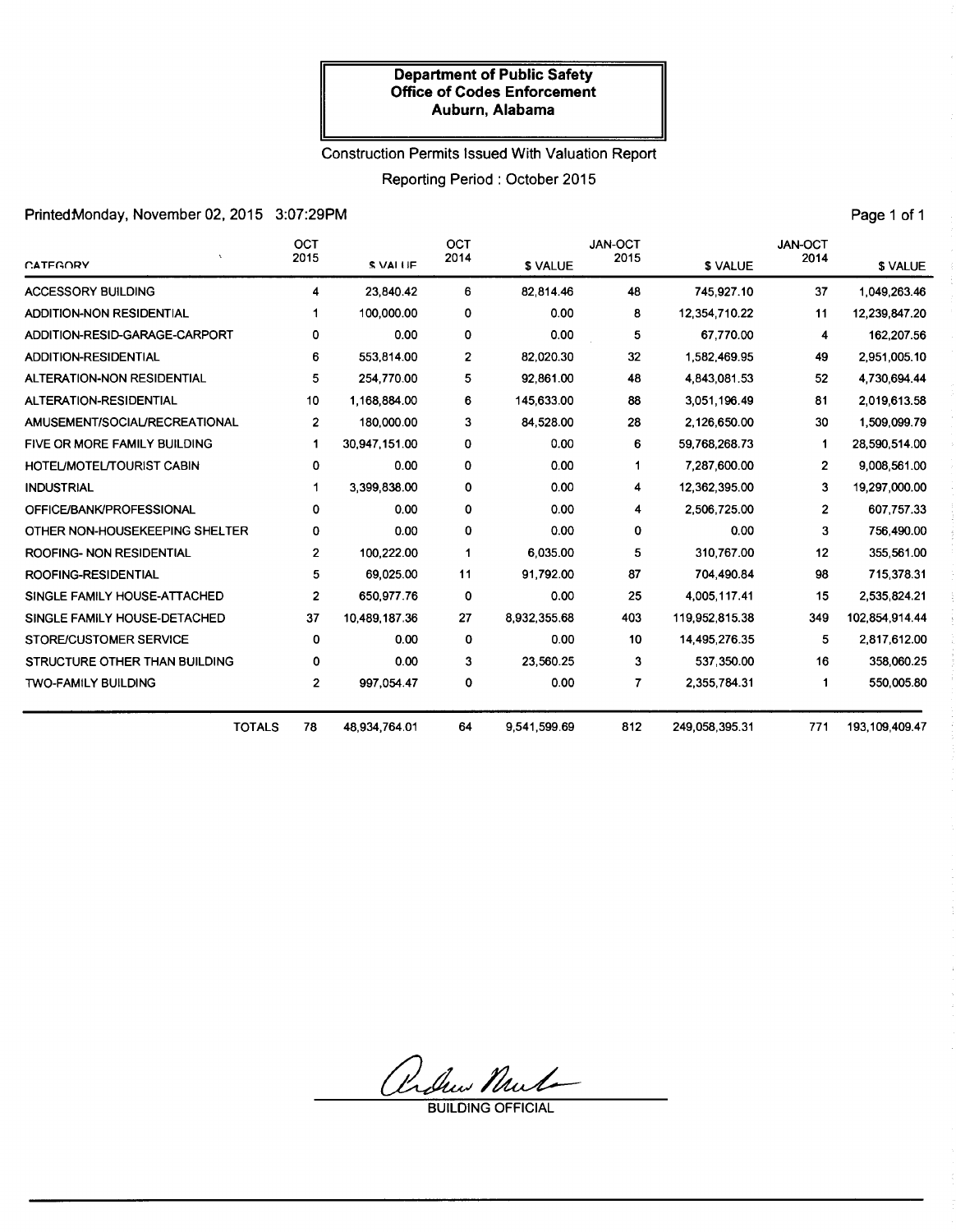**Department of Public Safety**
**Office of Codes Enforcement**
**Auburn, Alabama**

Construction Permits Issued With Valuation Report

Reporting Period : October 2015

Printed:Monday, November 02, 2015 3:07:29PM

| CATEGORY | OCT 2015 | $ VALUE | OCT 2014 | $ VALUE | JAN-OCT 2015 | $ VALUE | JAN-OCT 2014 | $ VALUE |
|---|---|---|---|---|---|---|---|---|
| ACCESSORY BUILDING | 4 | 23,840.42 | 6 | 82,814.46 | 48 | 745,927.10 | 37 | 1,049,263.46 |
| ADDITION-NON RESIDENTIAL | 1 | 100,000.00 | 0 | 0.00 | 8 | 12,354,710.22 | 11 | 12,239,847.20 |
| ADDITION-RESID-GARAGE-CARPORT | 0 | 0.00 | 0 | 0.00 | 5 | 67,770.00 | 4 | 162,207.56 |
| ADDITION-RESIDENTIAL | 6 | 553,814.00 | 2 | 82,020.30 | 32 | 1,582,469.95 | 49 | 2,951,005.10 |
| ALTERATION-NON RESIDENTIAL | 5 | 254,770.00 | 5 | 92,861.00 | 48 | 4,843,081.53 | 52 | 4,730,694.44 |
| ALTERATION-RESIDENTIAL | 10 | 1,168,884.00 | 6 | 145,633.00 | 88 | 3,051,196.49 | 81 | 2,019,613.58 |
| AMUSEMENT/SOCIAL/RECREATIONAL | 2 | 180,000.00 | 3 | 84,528.00 | 28 | 2,126,650.00 | 30 | 1,509,099.79 |
| FIVE OR MORE FAMILY BUILDING | 1 | 30,947,151.00 | 0 | 0.00 | 6 | 59,768,268.73 | 1 | 28,590,514.00 |
| HOTEL/MOTEL/TOURIST CABIN | 0 | 0.00 | 0 | 0.00 | 1 | 7,287,600.00 | 2 | 9,008,561.00 |
| INDUSTRIAL | 1 | 3,399,838.00 | 0 | 0.00 | 4 | 12,362,395.00 | 3 | 19,297,000.00 |
| OFFICE/BANK/PROFESSIONAL | 0 | 0.00 | 0 | 0.00 | 4 | 2,506,725.00 | 2 | 607,757.33 |
| OTHER NON-HOUSEKEEPING SHELTER | 0 | 0.00 | 0 | 0.00 | 0 | 0.00 | 3 | 756,490.00 |
| ROOFING- NON RESIDENTIAL | 2 | 100,222.00 | 1 | 6,035.00 | 5 | 310,767.00 | 12 | 355,561.00 |
| ROOFING-RESIDENTIAL | 5 | 69,025.00 | 11 | 91,792.00 | 87 | 704,490.84 | 98 | 715,378.31 |
| SINGLE FAMILY HOUSE-ATTACHED | 2 | 650,977.76 | 0 | 0.00 | 25 | 4,005,117.41 | 15 | 2,535,824.21 |
| SINGLE FAMILY HOUSE-DETACHED | 37 | 10,489,187.36 | 27 | 8,932,355.68 | 403 | 119,952,815.38 | 349 | 102,854,914.44 |
| STORE/CUSTOMER SERVICE | 0 | 0.00 | 0 | 0.00 | 10 | 14,495,276.35 | 5 | 2,817,612.00 |
| STRUCTURE OTHER THAN BUILDING | 0 | 0.00 | 3 | 23,560.25 | 3 | 537,350.00 | 16 | 358,060.25 |
| TWO-FAMILY BUILDING | 2 | 997,054.47 | 0 | 0.00 | 7 | 2,355,784.31 | 1 | 550,005.80 |
| TOTALS | 78 | 48,934,764.01 | 64 | 9,541,599.69 | 812 | 249,058,395.31 | 771 | 193,109,409.47 |

BUILDING OFFICIAL